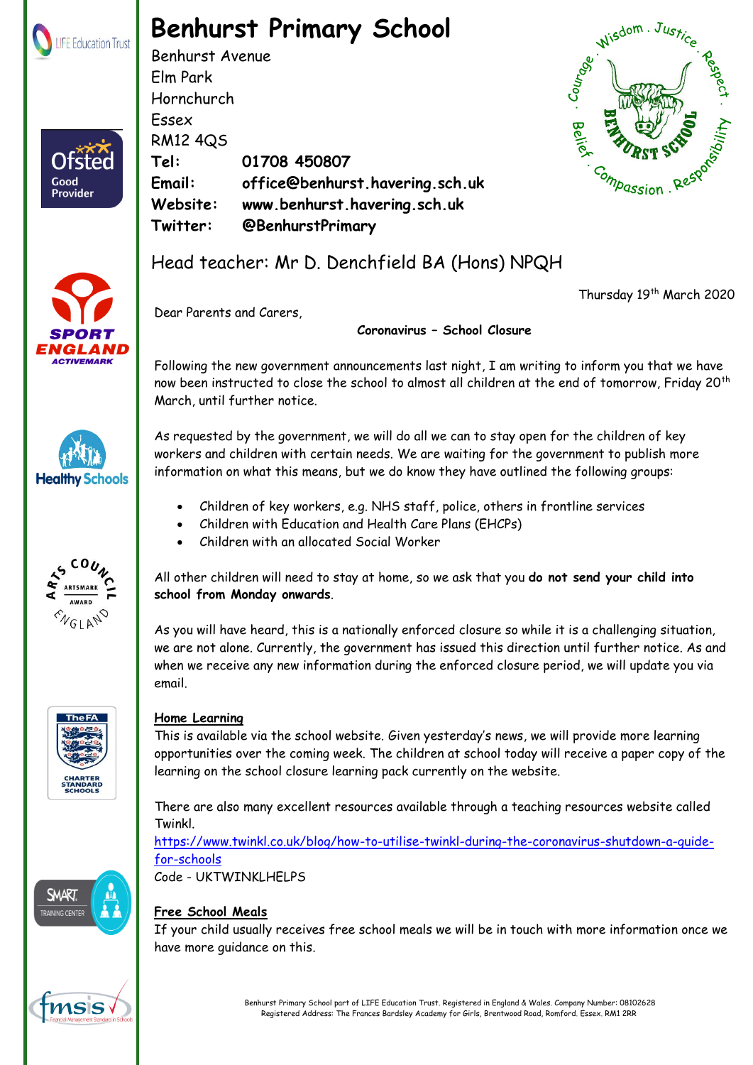# Benhurst Primary School

Benhurst Avenue
Elm Park
Hornchurch
Essex
RM12 4QS

**Tel:** **01708 450807**
**Email:** **office@benhurst.havering.sch.uk**
**Website:** **www.benhurst.havering.sch.uk**
**Twitter:** **@BenhurstPrimary**

Head teacher: Mr D. Denchfield BA (Hons) NPQH

Thursday 19th March 2020

Dear Parents and Carers,

**Coronavirus – School Closure**

Following the new government announcements last night, I am writing to inform you that we have now been instructed to close the school to almost all children at the end of tomorrow, Friday 20th March, until further notice.

As requested by the government, we will do all we can to stay open for the children of key workers and children with certain needs. We are waiting for the government to publish more information on what this means, but we do know they have outlined the following groups:

- Children of key workers, e.g. NHS staff, police, others in frontline services
- Children with Education and Health Care Plans (EHCPs)
- Children with an allocated Social Worker

All other children will need to stay at home, so we ask that you **do not send your child into school from Monday onwards**.

As you will have heard, this is a nationally enforced closure so while it is a challenging situation, we are not alone. Currently, the government has issued this direction until further notice. As and when we receive any new information during the enforced closure period, we will update you via email.

**Home Learning**
This is available via the school website. Given yesterday's news, we will provide more learning opportunities over the coming week. The children at school today will receive a paper copy of the learning on the school closure learning pack currently on the website.

There are also many excellent resources available through a teaching resources website called Twinkl.
https://www.twinkl.co.uk/blog/how-to-utilise-twinkl-during-the-coronavirus-shutdown-a-guide-for-schools
Code - UKTWINKLHELPS

**Free School Meals**
If your child usually receives free school meals we will be in touch with more information once we have more guidance on this.

Benhurst Primary School part of LIFE Education Trust. Registered in England & Wales. Company Number: 08102628
Registered Address: The Frances Bardsley Academy for Girls, Brentwood Road, Romford. Essex. RM1 2RR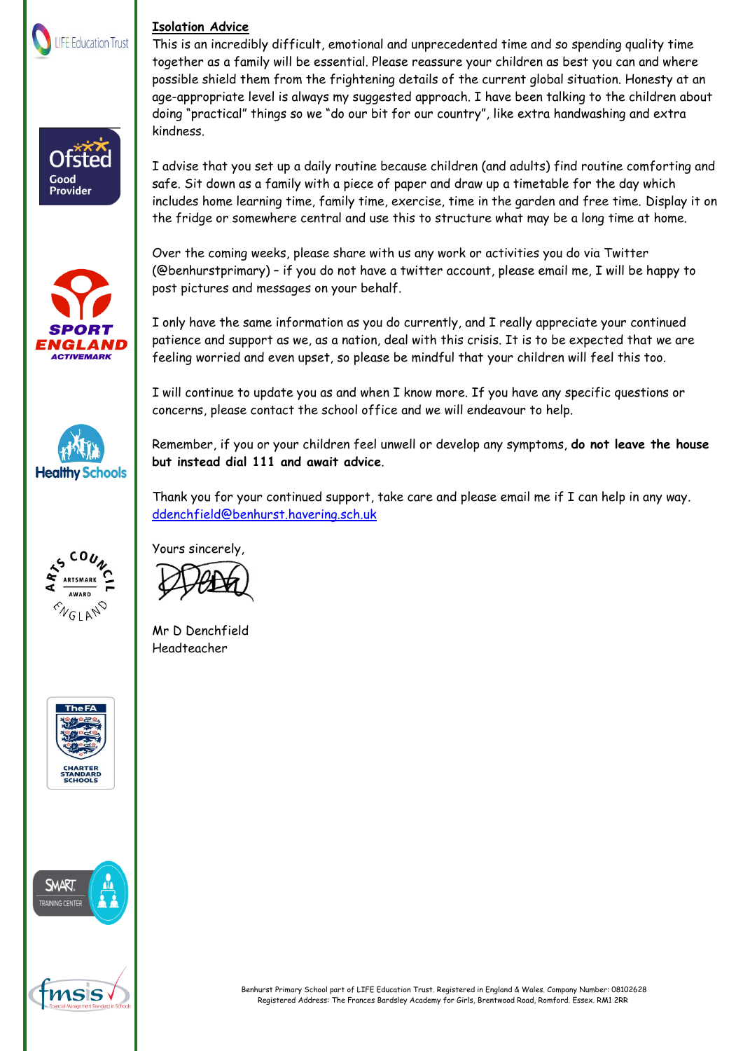**Isolation Advice**

This is an incredibly difficult, emotional and unprecedented time and so spending quality time together as a family will be essential. Please reassure your children as best you can and where possible shield them from the frightening details of the current global situation. Honesty at an age-appropriate level is always my suggested approach. I have been talking to the children about doing "practical" things so we "do our bit for our country", like extra handwashing and extra kindness.

I advise that you set up a daily routine because children (and adults) find routine comforting and safe. Sit down as a family with a piece of paper and draw up a timetable for the day which includes home learning time, family time, exercise, time in the garden and free time. Display it on the fridge or somewhere central and use this to structure what may be a long time at home.

Over the coming weeks, please share with us any work or activities you do via Twitter (@benhurstprimary) – if you do not have a twitter account, please email me, I will be happy to post pictures and messages on your behalf.

I only have the same information as you do currently, and I really appreciate your continued patience and support as we, as a nation, deal with this crisis. It is to be expected that we are feeling worried and even upset, so please be mindful that your children will feel this too.

I will continue to update you as and when I know more. If you have any specific questions or concerns, please contact the school office and we will endeavour to help.

Remember, if you or your children feel unwell or develop any symptoms, **do not leave the house but instead dial 111 and await advice**.

Thank you for your continued support, take care and please email me if I can help in any way.
ddenchfield@benhurst.havering.sch.uk

Yours sincerely,

Mr D Denchfield
Headteacher

Benhurst Primary School part of LIFE Education Trust. Registered in England & Wales. Company Number: 08102628
Registered Address: The Frances Bardsley Academy for Girls, Brentwood Road, Romford. Essex. RM1 2RR